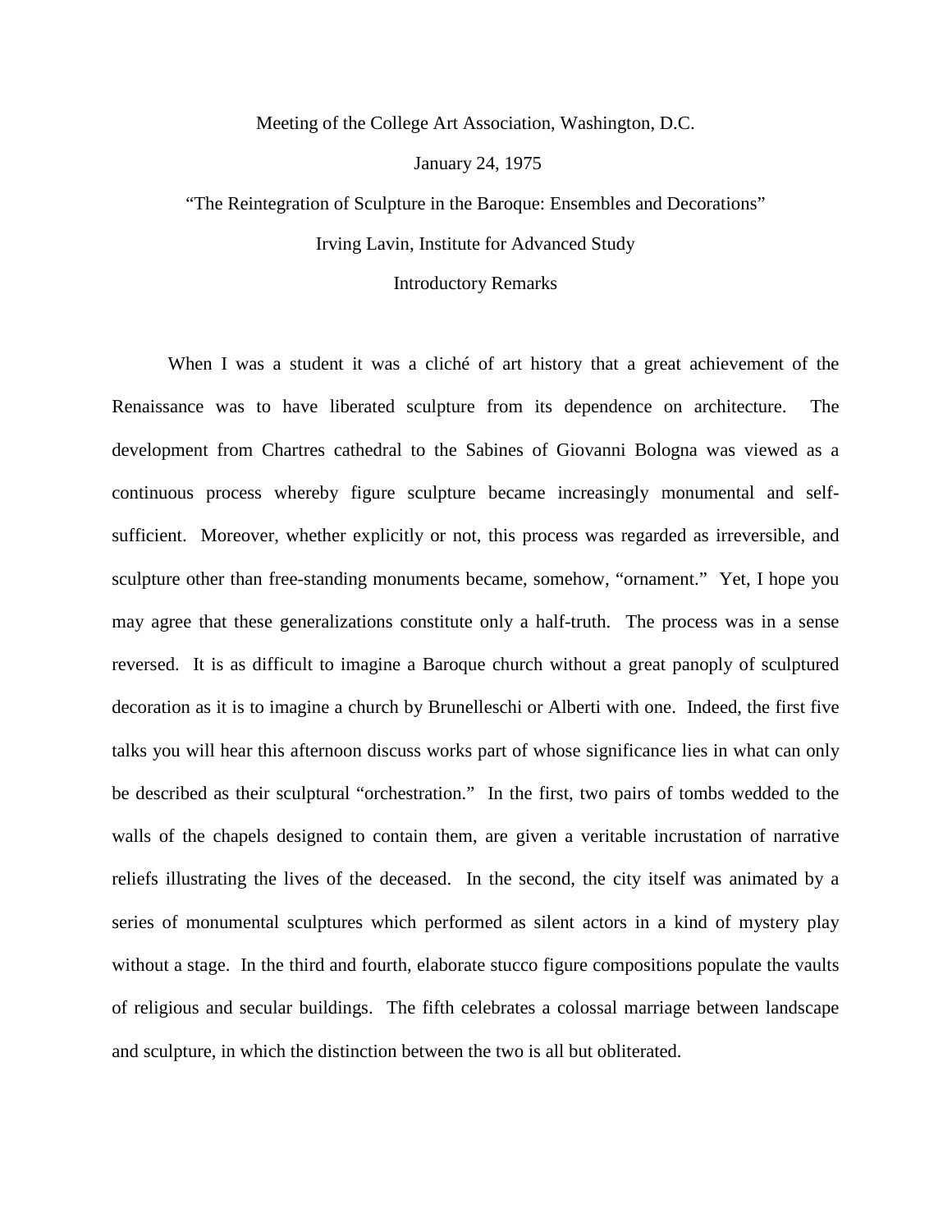Meeting of the College Art Association, Washington, D.C.

January 24, 1975

"The Reintegration of Sculpture in the Baroque: Ensembles and Decorations"

Irving Lavin, Institute for Advanced Study

Introductory Remarks

When I was a student it was a cliché of art history that a great achievement of the Renaissance was to have liberated sculpture from its dependence on architecture. The development from Chartres cathedral to the Sabines of Giovanni Bologna was viewed as a continuous process whereby figure sculpture became increasingly monumental and self-sufficient. Moreover, whether explicitly or not, this process was regarded as irreversible, and sculpture other than free-standing monuments became, somehow, "ornament." Yet, I hope you may agree that these generalizations constitute only a half-truth. The process was in a sense reversed. It is as difficult to imagine a Baroque church without a great panoply of sculptured decoration as it is to imagine a church by Brunelleschi or Alberti with one. Indeed, the first five talks you will hear this afternoon discuss works part of whose significance lies in what can only be described as their sculptural "orchestration." In the first, two pairs of tombs wedded to the walls of the chapels designed to contain them, are given a veritable incrustation of narrative reliefs illustrating the lives of the deceased. In the second, the city itself was animated by a series of monumental sculptures which performed as silent actors in a kind of mystery play without a stage. In the third and fourth, elaborate stucco figure compositions populate the vaults of religious and secular buildings. The fifth celebrates a colossal marriage between landscape and sculpture, in which the distinction between the two is all but obliterated.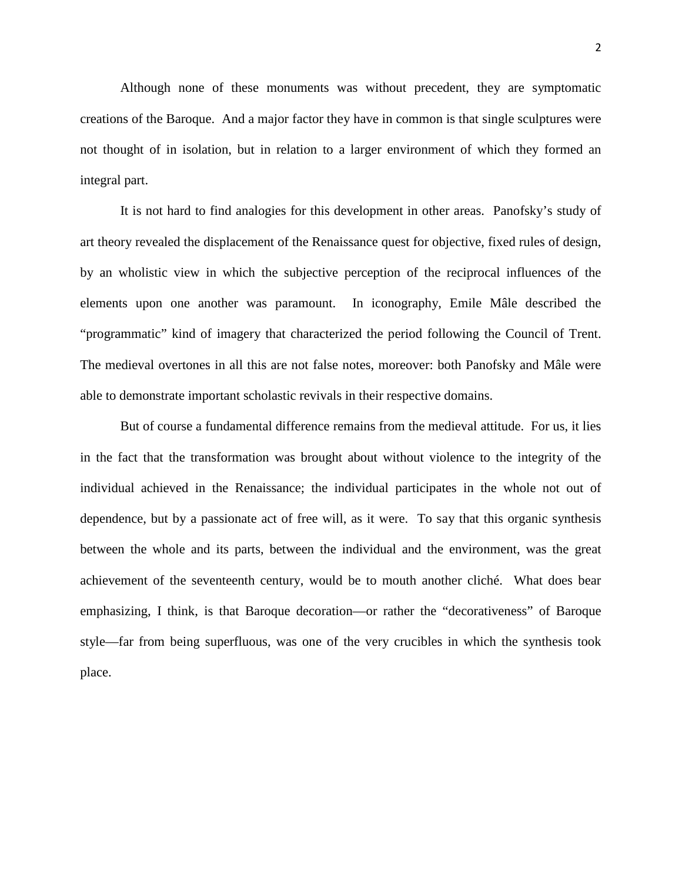Although none of these monuments was without precedent, they are symptomatic creations of the Baroque. And a major factor they have in common is that single sculptures were not thought of in isolation, but in relation to a larger environment of which they formed an integral part.

It is not hard to find analogies for this development in other areas. Panofsky's study of art theory revealed the displacement of the Renaissance quest for objective, fixed rules of design, by an wholistic view in which the subjective perception of the reciprocal influences of the elements upon one another was paramount. In iconography, Emile Mâle described the "programmatic" kind of imagery that characterized the period following the Council of Trent. The medieval overtones in all this are not false notes, moreover: both Panofsky and Mâle were able to demonstrate important scholastic revivals in their respective domains.

But of course a fundamental difference remains from the medieval attitude. For us, it lies in the fact that the transformation was brought about without violence to the integrity of the individual achieved in the Renaissance; the individual participates in the whole not out of dependence, but by a passionate act of free will, as it were. To say that this organic synthesis between the whole and its parts, between the individual and the environment, was the great achievement of the seventeenth century, would be to mouth another cliché. What does bear emphasizing, I think, is that Baroque decoration—or rather the "decorativeness" of Baroque style—far from being superfluous, was one of the very crucibles in which the synthesis took place.